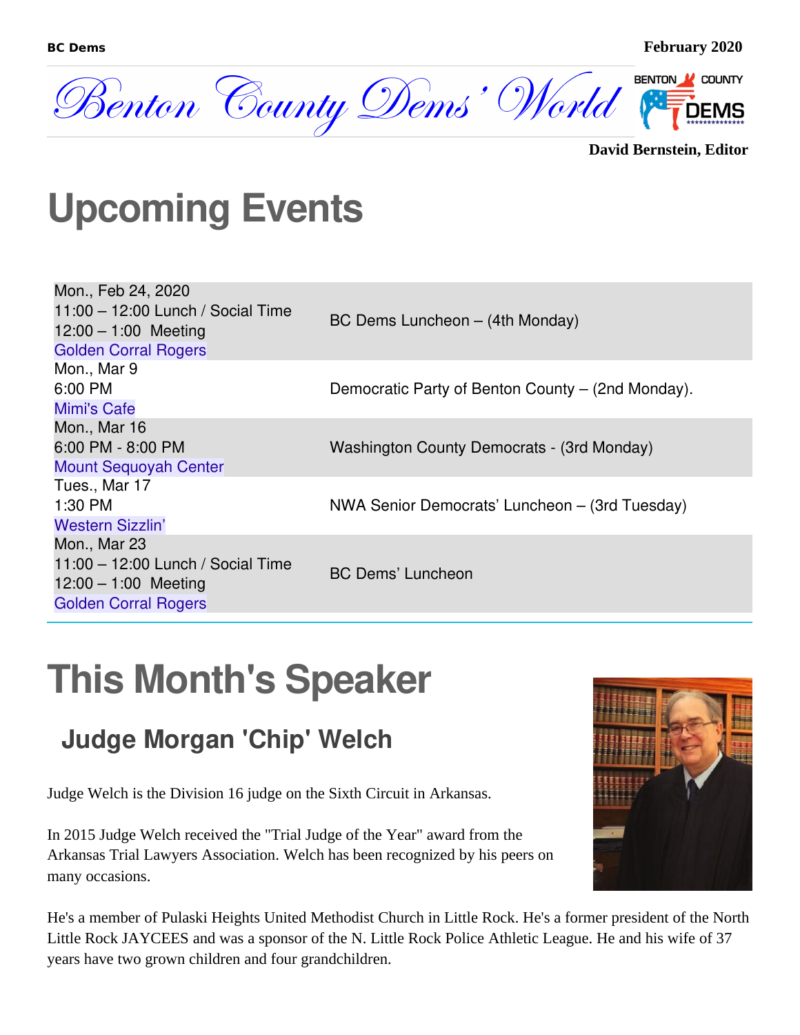BC Dems February 2020

# Benton County Dems' World

**David Bernstein, Editor**

# Upcoming Events

| | |
|---|---|
| Mon., Feb 24, 2020<br>11:00 – 12:00 Lunch / Social Time<br>12:00 – 1:00 Meeting<br>Golden Corral Rogers | BC Dems Luncheon – (4th Monday) |
| Mon., Mar 9<br>6:00 PM<br>Mimi's Cafe | Democratic Party of Benton County – (2nd Monday). |
| Mon., Mar 16<br>6:00 PM - 8:00 PM<br>Mount Sequoyah Center | Washington County Democrats - (3rd Monday) |
| Tues., Mar 17<br>1:30 PM<br>Western Sizzlin' | NWA Senior Democrats' Luncheon – (3rd Tuesday) |
| Mon., Mar 23<br>11:00 – 12:00 Lunch / Social Time<br>12:00 – 1:00 Meeting<br>Golden Corral Rogers | BC Dems' Luncheon |

# This Month's Speaker

## Judge Morgan 'Chip' Welch

Judge Welch is the Division 16 judge on the Sixth Circuit in Arkansas.

In 2015 Judge Welch received the "Trial Judge of the Year" award from the Arkansas Trial Lawyers Association. Welch has been recognized by his peers on many occasions.

He's a member of Pulaski Heights United Methodist Church in Little Rock. He's a former president of the North Little Rock JAYCEES and was a sponsor of the N. Little Rock Police Athletic League. He and his wife of 37 years have two grown children and four grandchildren.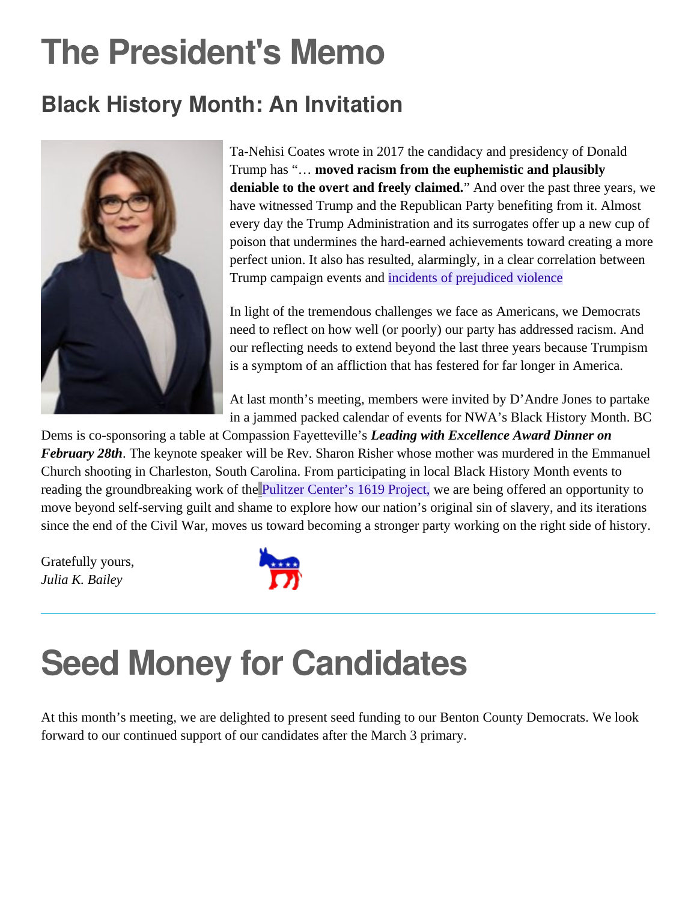# The President's Memo

## Black History Month: An Invitation

Ta-Nehisi Coates wrote in 2017 the candidacy and presidency of Donald Trump has "… **moved racism from the euphemistic and plausibly deniable to the overt and freely claimed.**" And over the past three years, we have witnessed Trump and the Republican Party benefiting from it. Almost every day the Trump Administration and its surrogates offer up a new cup of poison that undermines the hard-earned achievements toward creating a more perfect union. It also has resulted, alarmingly, in a clear correlation between Trump campaign events and incidents of prejudiced violence

In light of the tremendous challenges we face as Americans, we Democrats need to reflect on how well (or poorly) our party has addressed racism. And our reflecting needs to extend beyond the last three years because Trumpism is a symptom of an affliction that has festered for far longer in America.

At last month's meeting, members were invited by D'Andre Jones to partake in a jammed packed calendar of events for NWA's Black History Month. BC Dems is co-sponsoring a table at Compassion Fayetteville's ***Leading with Excellence Award Dinner on February 28th***. The keynote speaker will be Rev. Sharon Risher whose mother was murdered in the Emmanuel Church shooting in Charleston, South Carolina. From participating in local Black History Month events to reading the groundbreaking work of the Pulitzer Center's 1619 Project, we are being offered an opportunity to move beyond self-serving guilt and shame to explore how our nation's original sin of slavery, and its iterations since the end of the Civil War, moves us toward becoming a stronger party working on the right side of history.

Gratefully yours,
*Julia K. Bailey*

---

# Seed Money for Candidates

At this month's meeting, we are delighted to present seed funding to our Benton County Democrats. We look forward to our continued support of our candidates after the March 3 primary.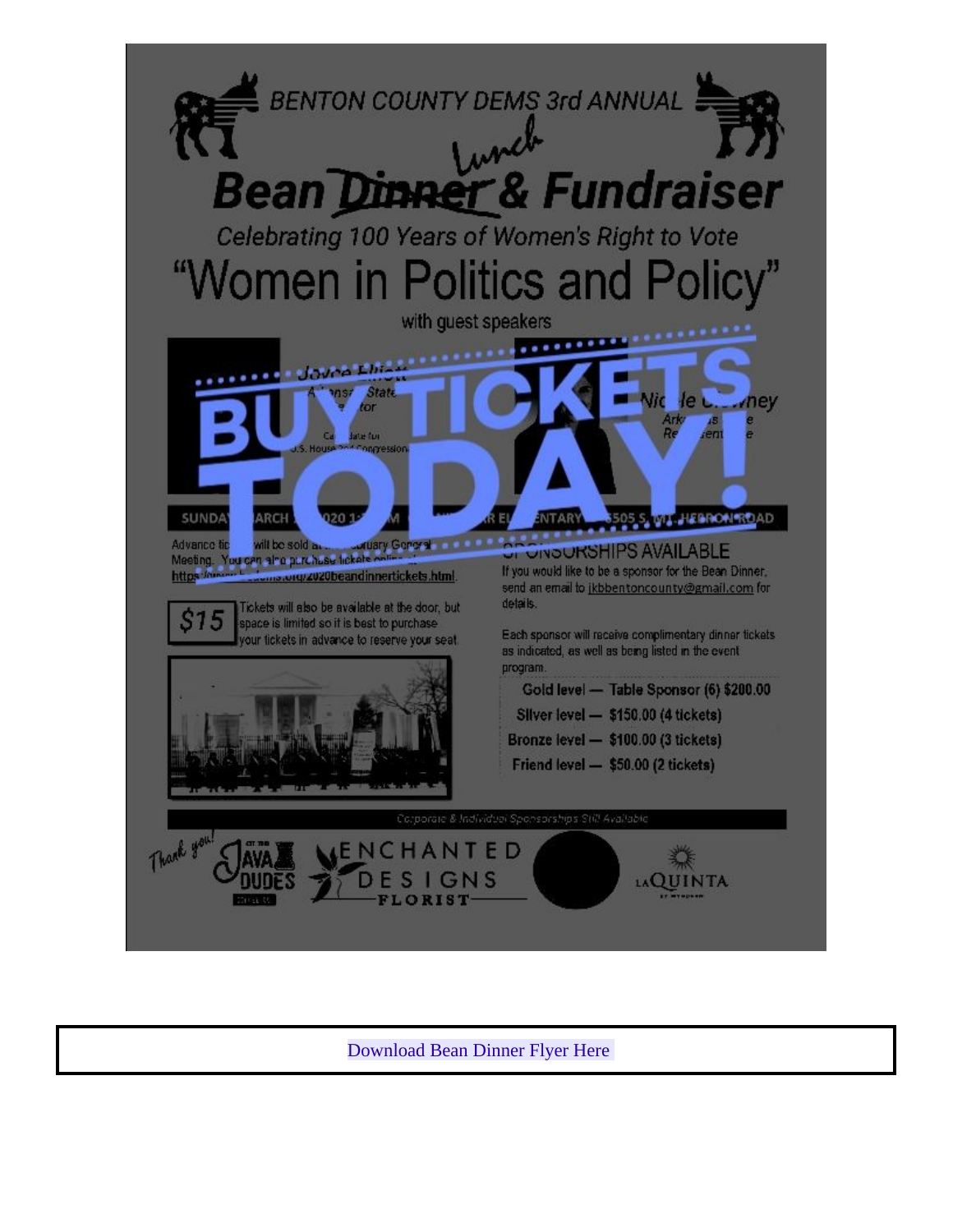BENTON COUNTY DEMS 3rd ANNUAL

# Bean ~~Dinner~~ Lunch & Fundraiser

Celebrating 100 Years of Women's Right to Vote

## "Women in Politics and Policy"

with guest speakers

# BUY TICKETS TODAY!

Joyce Elliott
Arkansas State Senator
Candidate for U.S. House 2nd Congressional

Nicole Clowney
Arkansas State Representative

SUNDAY MARCH 2020 ... ELEMENTARY ... 5505 S. MT. HEBRON ROAD

Advance tickets will be sold at the February General Meeting. You can also purchase tickets online at https://www.... .org/2020beandinnertickets.html.

**$15** Tickets will also be available at the door, but space is limited so it is best to purchase your tickets in advance to reserve your seat.

### SPONSORSHIPS AVAILABLE

If you would like to be a sponsor for the Bean Dinner, send an email to jkbbentoncounty@gmail.com for details.

Each sponsor will receive complimentary dinner tickets as indicated, as well as being listed in the event program.

- Gold level — Table Sponsor (6) $200.00
- Silver level — $150.00 (4 tickets)
- Bronze level — $100.00 (3 tickets)
- Friend level — $50.00 (2 tickets)

Corporate & Individual Sponsorships Still Available

Thank you! Java Dudes · Enchanted Designs Florist · La Quinta

Download Bean Dinner Flyer Here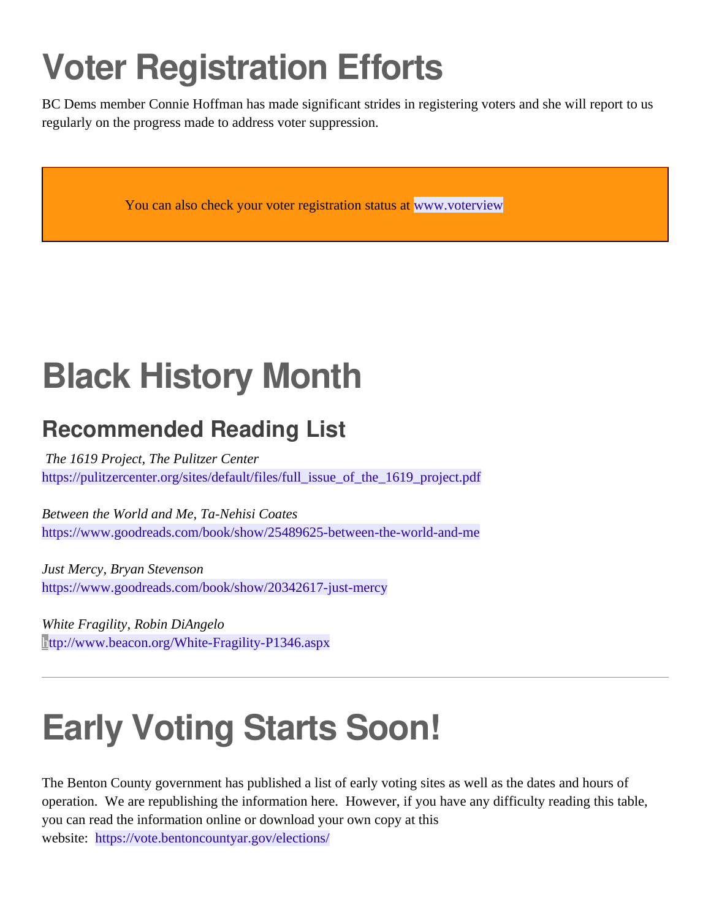# Voter Registration Efforts

BC Dems member Connie Hoffman has made significant strides in registering voters and she will report to us regularly on the progress made to address voter suppression.

You can also check your voter registration status at www.voterview

# Black History Month

## Recommended Reading List

*The 1619 Project, The Pulitzer Center*
https://pulitzercenter.org/sites/default/files/full_issue_of_the_1619_project.pdf

*Between the World and Me, Ta-Nehisi Coates*
https://www.goodreads.com/book/show/25489625-between-the-world-and-me

*Just Mercy, Bryan Stevenson*
https://www.goodreads.com/book/show/20342617-just-mercy

*White Fragility, Robin DiAngelo*
http://www.beacon.org/White-Fragility-P1346.aspx

---

# Early Voting Starts Soon!

The Benton County government has published a list of early voting sites as well as the dates and hours of operation. We are republishing the information here. However, if you have any difficulty reading this table, you can read the information online or download your own copy at this website: https://vote.bentoncountyar.gov/elections/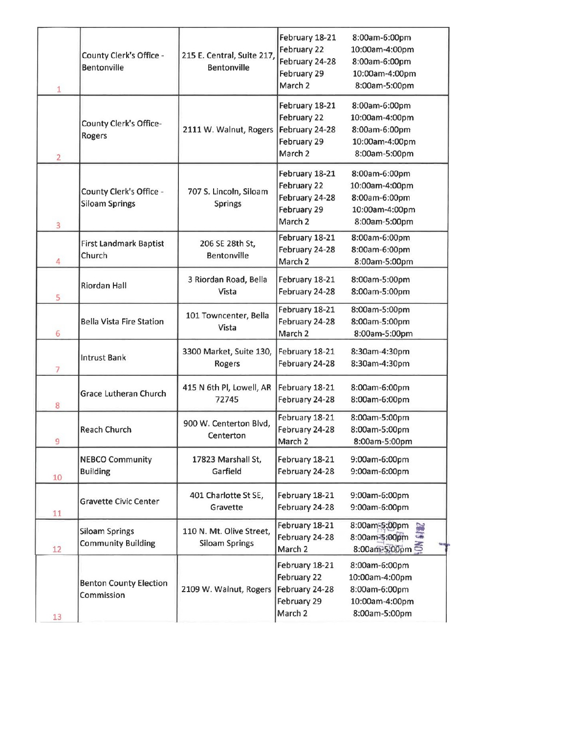| | | | | |
|---|---|---|---|---|
| 1 | County Clerk's Office - Bentonville | 215 E. Central, Suite 217, Bentonville | February 18-21<br>February 22<br>February 24-28<br>February 29<br>March 2 | 8:00am-6:00pm<br>10:00am-4:00pm<br>8:00am-6:00pm<br>10:00am-4:00pm<br>8:00am-5:00pm |
| 2 | County Clerk's Office- Rogers | 2111 W. Walnut, Rogers | February 18-21<br>February 22<br>February 24-28<br>February 29<br>March 2 | 8:00am-6:00pm<br>10:00am-4:00pm<br>8:00am-6:00pm<br>10:00am-4:00pm<br>8:00am-5:00pm |
| 3 | County Clerk's Office - Siloam Springs | 707 S. Lincoln, Siloam Springs | February 18-21<br>February 22<br>February 24-28<br>February 29<br>March 2 | 8:00am-6:00pm<br>10:00am-4:00pm<br>8:00am-6:00pm<br>10:00am-4:00pm<br>8:00am-5:00pm |
| 4 | First Landmark Baptist Church | 206 SE 28th St, Bentonville | February 18-21<br>February 24-28<br>March 2 | 8:00am-6:00pm<br>8:00am-6:00pm<br>8:00am-5:00pm |
| 5 | Riordan Hall | 3 Riordan Road, Bella Vista | February 18-21<br>February 24-28 | 8:00am-5:00pm<br>8:00am-5:00pm |
| 6 | Bella Vista Fire Station | 101 Towncenter, Bella Vista | February 18-21<br>February 24-28<br>March 2 | 8:00am-5:00pm<br>8:00am-5:00pm<br>8:00am-5:00pm |
| 7 | Intrust Bank | 3300 Market, Suite 130, Rogers | February 18-21<br>February 24-28 | 8:30am-4:30pm<br>8:30am-4:30pm |
| 8 | Grace Lutheran Church | 415 N 6th Pl, Lowell, AR 72745 | February 18-21<br>February 24-28 | 8:00am-6:00pm<br>8:00am-6:00pm |
| 9 | Reach Church | 900 W. Centerton Blvd, Centerton | February 18-21<br>February 24-28<br>March 2 | 8:00am-5:00pm<br>8:00am-5:00pm<br>8:00am-5:00pm |
| 10 | NEBCO Community Building | 17823 Marshall St, Garfield | February 18-21<br>February 24-28 | 9:00am-6:00pm<br>9:00am-6:00pm |
| 11 | Gravette Civic Center | 401 Charlotte St SE, Gravette | February 18-21<br>February 24-28 | 9:00am-6:00pm<br>9:00am-6:00pm |
| 12 | Siloam Springs Community Building | 110 N. Mt. Olive Street, Siloam Springs | February 18-21<br>February 24-28<br>March 2 | 8:00am-5:00pm<br>8:00am-5:00pm<br>8:00am-5:00pm |
| 13 | Benton County Election Commission | 2109 W. Walnut, Rogers | February 18-21<br>February 22<br>February 24-28<br>February 29<br>March 2 | 8:00am-6:00pm<br>10:00am-4:00pm<br>8:00am-6:00pm<br>10:00am-4:00pm<br>8:00am-5:00pm |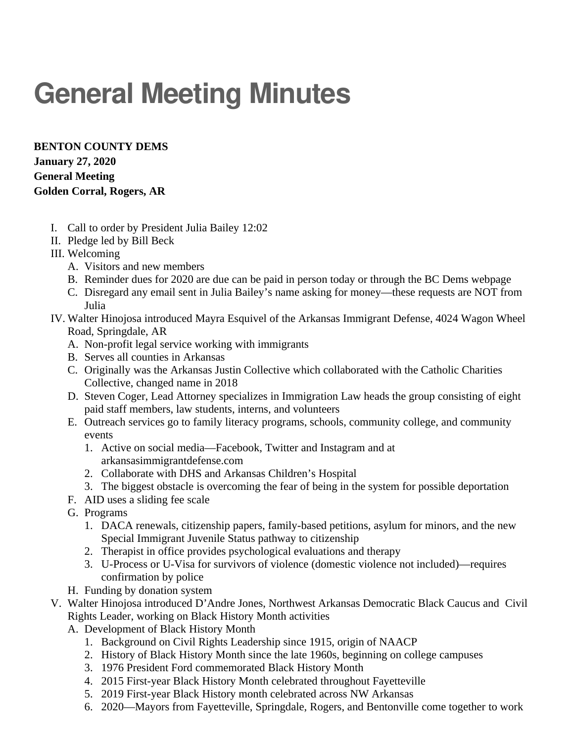# General Meeting Minutes

**BENTON COUNTY DEMS**
**January 27, 2020**
**General Meeting**
**Golden Corral, Rogers, AR**

I. Call to order by President Julia Bailey 12:02
II. Pledge led by Bill Beck
III. Welcoming
   A. Visitors and new members
   B. Reminder dues for 2020 are due can be paid in person today or through the BC Dems webpage
   C. Disregard any email sent in Julia Bailey's name asking for money—these requests are NOT from Julia
IV. Walter Hinojosa introduced Mayra Esquivel of the Arkansas Immigrant Defense, 4024 Wagon Wheel Road, Springdale, AR
   A. Non-profit legal service working with immigrants
   B. Serves all counties in Arkansas
   C. Originally was the Arkansas Justin Collective which collaborated with the Catholic Charities Collective, changed name in 2018
   D. Steven Coger, Lead Attorney specializes in Immigration Law heads the group consisting of eight paid staff members, law students, interns, and volunteers
   E. Outreach services go to family literacy programs, schools, community college, and community events
      1. Active on social media—Facebook, Twitter and Instagram and at arkansasimmigrantdefense.com
      2. Collaborate with DHS and Arkansas Children's Hospital
      3. The biggest obstacle is overcoming the fear of being in the system for possible deportation
   F. AID uses a sliding fee scale
   G. Programs
      1. DACA renewals, citizenship papers, family-based petitions, asylum for minors, and the new Special Immigrant Juvenile Status pathway to citizenship
      2. Therapist in office provides psychological evaluations and therapy
      3. U-Process or U-Visa for survivors of violence (domestic violence not included)—requires confirmation by police
   H. Funding by donation system
V. Walter Hinojosa introduced D'Andre Jones, Northwest Arkansas Democratic Black Caucus and Civil Rights Leader, working on Black History Month activities
   A. Development of Black History Month
      1. Background on Civil Rights Leadership since 1915, origin of NAACP
      2. History of Black History Month since the late 1960s, beginning on college campuses
      3. 1976 President Ford commemorated Black History Month
      4. 2015 First-year Black History Month celebrated throughout Fayetteville
      5. 2019 First-year Black History month celebrated across NW Arkansas
      6. 2020—Mayors from Fayetteville, Springdale, Rogers, and Bentonville come together to work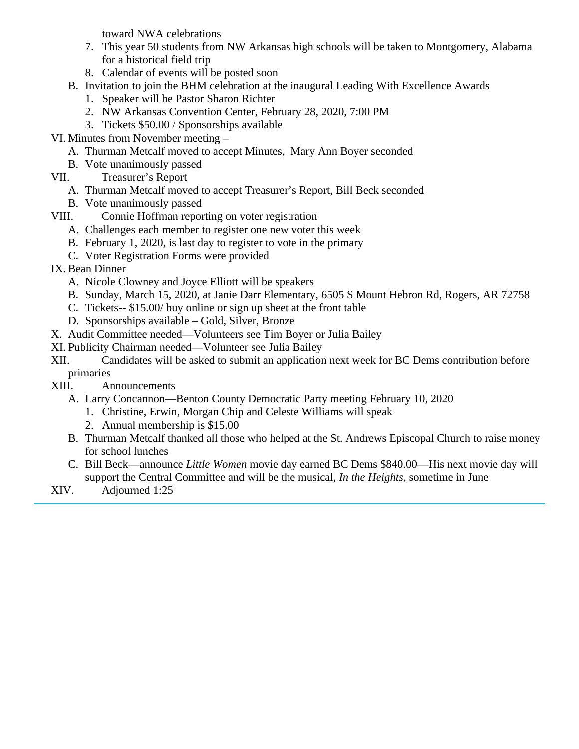toward NWA celebrations

7. This year 50 students from NW Arkansas high schools will be taken to Montgomery, Alabama for a historical field trip
8. Calendar of events will be posted soon

B. Invitation to join the BHM celebration at the inaugural Leading With Excellence Awards
   1. Speaker will be Pastor Sharon Richter
   2. NW Arkansas Convention Center, February 28, 2020, 7:00 PM
   3. Tickets $50.00 / Sponsorships available

VI. Minutes from November meeting –
   A. Thurman Metcalf moved to accept Minutes, Mary Ann Boyer seconded
   B. Vote unanimously passed

VII. Treasurer's Report
   A. Thurman Metcalf moved to accept Treasurer's Report, Bill Beck seconded
   B. Vote unanimously passed

VIII. Connie Hoffman reporting on voter registration
   A. Challenges each member to register one new voter this week
   B. February 1, 2020, is last day to register to vote in the primary
   C. Voter Registration Forms were provided

IX. Bean Dinner
   A. Nicole Clowney and Joyce Elliott will be speakers
   B. Sunday, March 15, 2020, at Janie Darr Elementary, 6505 S Mount Hebron Rd, Rogers, AR 72758
   C. Tickets-- $15.00/ buy online or sign up sheet at the front table
   D. Sponsorships available – Gold, Silver, Bronze

X. Audit Committee needed—Volunteers see Tim Boyer or Julia Bailey

XI. Publicity Chairman needed—Volunteer see Julia Bailey

XII. Candidates will be asked to submit an application next week for BC Dems contribution before primaries

XIII. Announcements
   A. Larry Concannon—Benton County Democratic Party meeting February 10, 2020
      1. Christine, Erwin, Morgan Chip and Celeste Williams will speak
      2. Annual membership is $15.00
   B. Thurman Metcalf thanked all those who helped at the St. Andrews Episcopal Church to raise money for school lunches
   C. Bill Beck—announce *Little Women* movie day earned BC Dems $840.00—His next movie day will support the Central Committee and will be the musical, *In the Heights*, sometime in June

XIV. Adjourned 1:25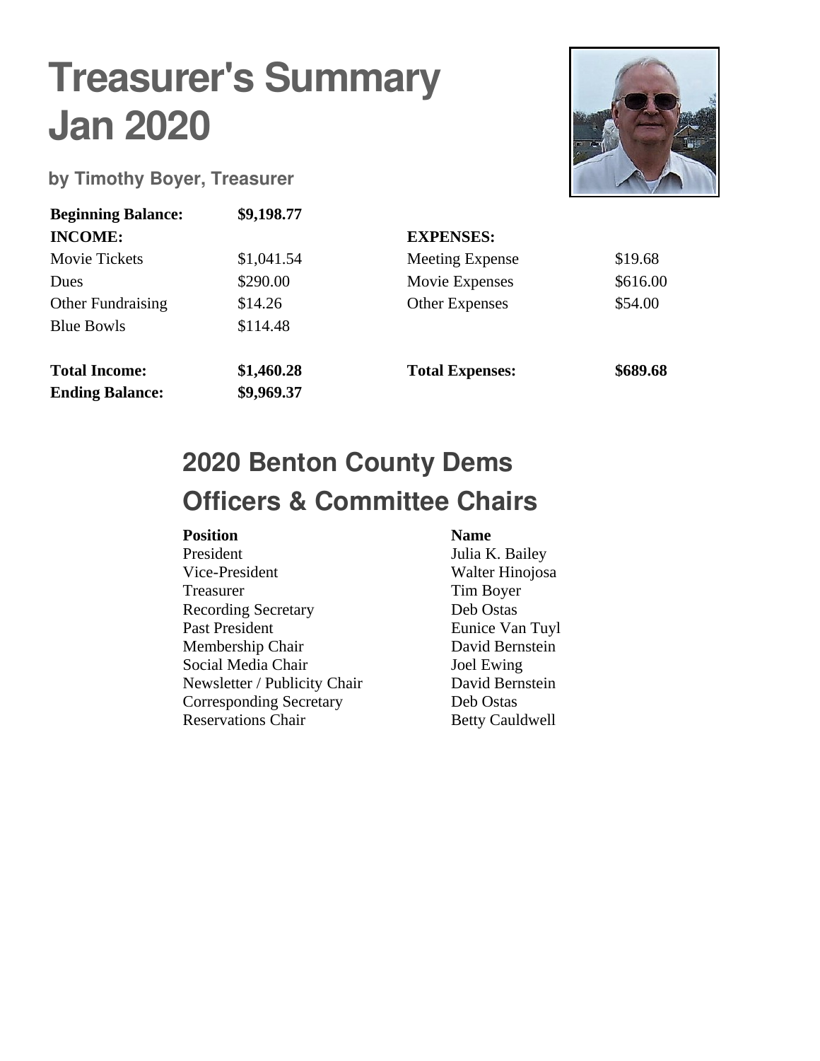# Treasurer's Summary Jan 2020

**by Timothy Boyer, Treasurer**

| | | | |
|---|---|---|---|
| **Beginning Balance:** | **$9,198.77** | | |
| **INCOME:** | | **EXPENSES:** | |
| Movie Tickets | $1,041.54 | Meeting Expense | $19.68 |
| Dues | $290.00 | Movie Expenses | $616.00 |
| Other Fundraising | $14.26 | Other Expenses | $54.00 |
| Blue Bowls | $114.48 | | |
| **Total Income:** | **$1,460.28** | **Total Expenses:** | **$689.68** |
| **Ending Balance:** | **$9,969.37** | | |

## 2020 Benton County Dems Officers & Committee Chairs

| Position | Name |
|---|---|
| President | Julia K. Bailey |
| Vice-President | Walter Hinojosa |
| Treasurer | Tim Boyer |
| Recording Secretary | Deb Ostas |
| Past President | Eunice Van Tuyl |
| Membership Chair | David Bernstein |
| Social Media Chair | Joel Ewing |
| Newsletter / Publicity Chair | David Bernstein |
| Corresponding Secretary | Deb Ostas |
| Reservations Chair | Betty Cauldwell |